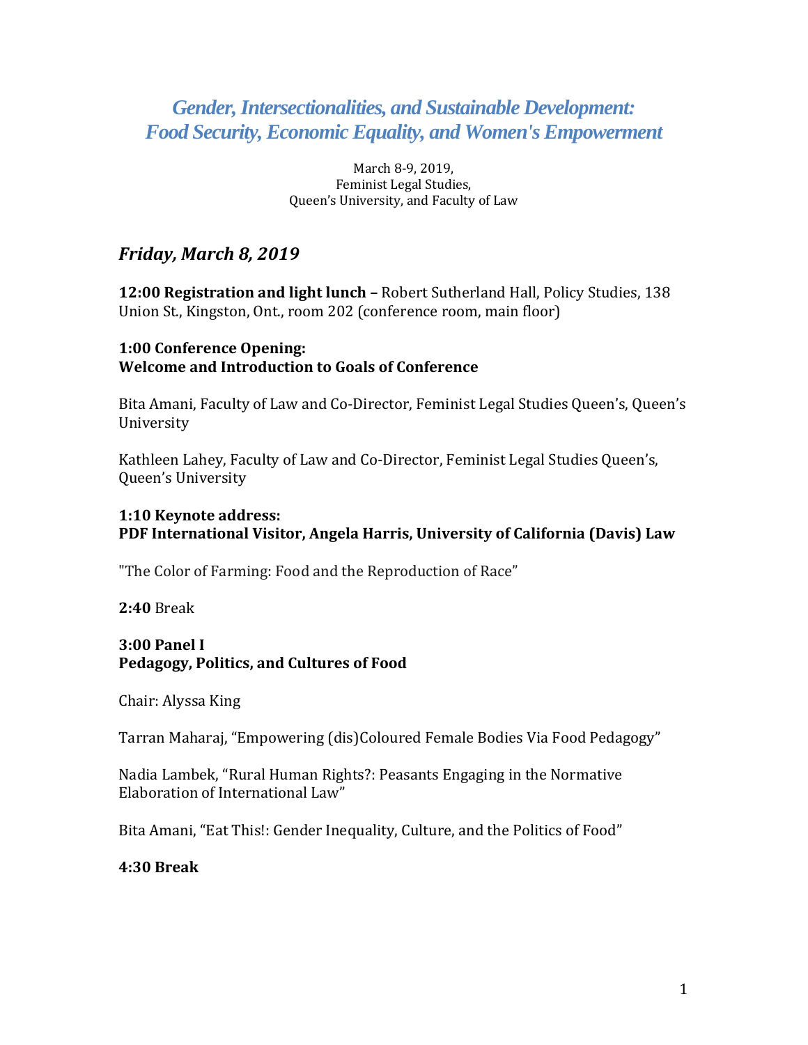# *Gender, Intersectionalities, and Sustainable Development: Food Security, Economic Equality, and Women's Empowerment*

March 8-9, 2019,
Feminist Legal Studies,
Queen's University, and Faculty of Law

## *Friday, March 8, 2019*

**12:00 Registration and light lunch –** Robert Sutherland Hall, Policy Studies, 138 Union St., Kingston, Ont., room 202 (conference room, main floor)

**1:00 Conference Opening:**
**Welcome and Introduction to Goals of Conference**

Bita Amani, Faculty of Law and Co-Director, Feminist Legal Studies Queen's, Queen's University

Kathleen Lahey, Faculty of Law and Co-Director, Feminist Legal Studies Queen's, Queen's University

**1:10 Keynote address:**
**PDF International Visitor, Angela Harris, University of California (Davis) Law**

"The Color of Farming: Food and the Reproduction of Race"

**2:40** Break

**3:00 Panel I**
**Pedagogy, Politics, and Cultures of Food**

Chair: Alyssa King

Tarran Maharaj, "Empowering (dis)Coloured Female Bodies Via Food Pedagogy"

Nadia Lambek, "Rural Human Rights?: Peasants Engaging in the Normative Elaboration of International Law"

Bita Amani, "Eat This!: Gender Inequality, Culture, and the Politics of Food"

**4:30 Break**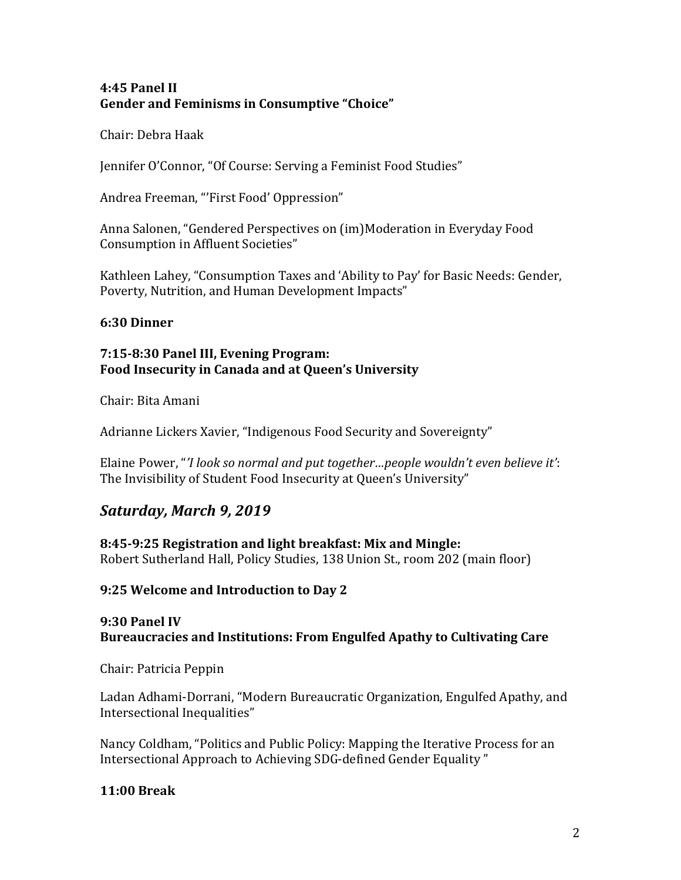**4:45 Panel II**
**Gender and Feminisms in Consumptive "Choice"**

Chair: Debra Haak

Jennifer O'Connor, "Of Course: Serving a Feminist Food Studies"

Andrea Freeman, "'First Food' Oppression"

Anna Salonen, "Gendered Perspectives on (im)Moderation in Everyday Food Consumption in Affluent Societies"

Kathleen Lahey, "Consumption Taxes and 'Ability to Pay' for Basic Needs: Gender, Poverty, Nutrition, and Human Development Impacts"

**6:30 Dinner**

**7:15-8:30 Panel III, Evening Program:**
**Food Insecurity in Canada and at Queen's University**

Chair: Bita Amani

Adrianne Lickers Xavier, "Indigenous Food Security and Sovereignty"

Elaine Power, "*'I look so normal and put together…people wouldn't even believe it'*: The Invisibility of Student Food Insecurity at Queen's University"

## *Saturday, March 9, 2019*

**8:45-9:25 Registration and light breakfast: Mix and Mingle:**
Robert Sutherland Hall, Policy Studies, 138 Union St., room 202 (main floor)

**9:25 Welcome and Introduction to Day 2**

**9:30 Panel IV**
**Bureaucracies and Institutions: From Engulfed Apathy to Cultivating Care**

Chair: Patricia Peppin

Ladan Adhami-Dorrani, "Modern Bureaucratic Organization, Engulfed Apathy, and Intersectional Inequalities"

Nancy Coldham, "Politics and Public Policy: Mapping the Iterative Process for an Intersectional Approach to Achieving SDG-defined Gender Equality "

**11:00 Break**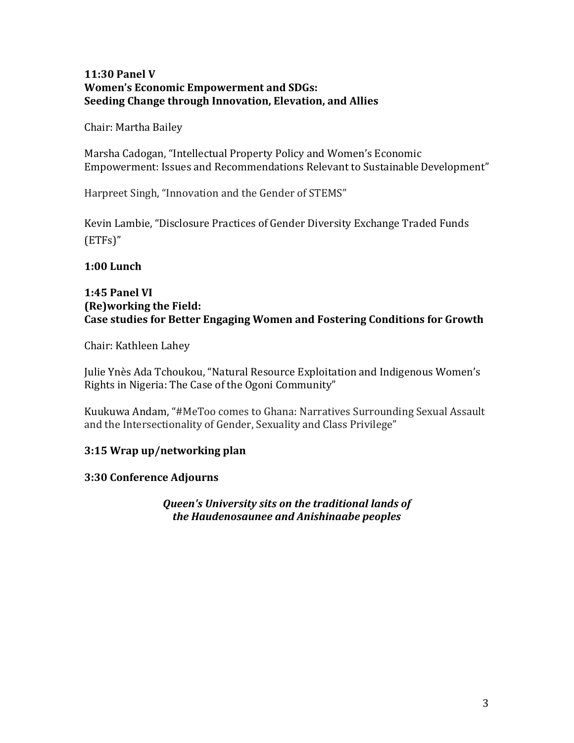**11:30 Panel V**
**Women's Economic Empowerment and SDGs:**
**Seeding Change through Innovation, Elevation, and Allies**

Chair: Martha Bailey

Marsha Cadogan, "Intellectual Property Policy and Women's Economic Empowerment: Issues and Recommendations Relevant to Sustainable Development"

Harpreet Singh, "Innovation and the Gender of STEMS"

Kevin Lambie, "Disclosure Practices of Gender Diversity Exchange Traded Funds (ETFs)"

**1:00 Lunch**

**1:45 Panel VI**
**(Re)working the Field:**
**Case studies for Better Engaging Women and Fostering Conditions for Growth**

Chair: Kathleen Lahey

Julie Ynès Ada Tchoukou, "Natural Resource Exploitation and Indigenous Women's Rights in Nigeria: The Case of the Ogoni Community"

Kuukuwa Andam, "#MeToo comes to Ghana: Narratives Surrounding Sexual Assault and the Intersectionality of Gender, Sexuality and Class Privilege"

**3:15 Wrap up/networking plan**

**3:30 Conference Adjourns**

***Queen's University sits on the traditional lands of the Haudenosaunee and Anishinaabe peoples***